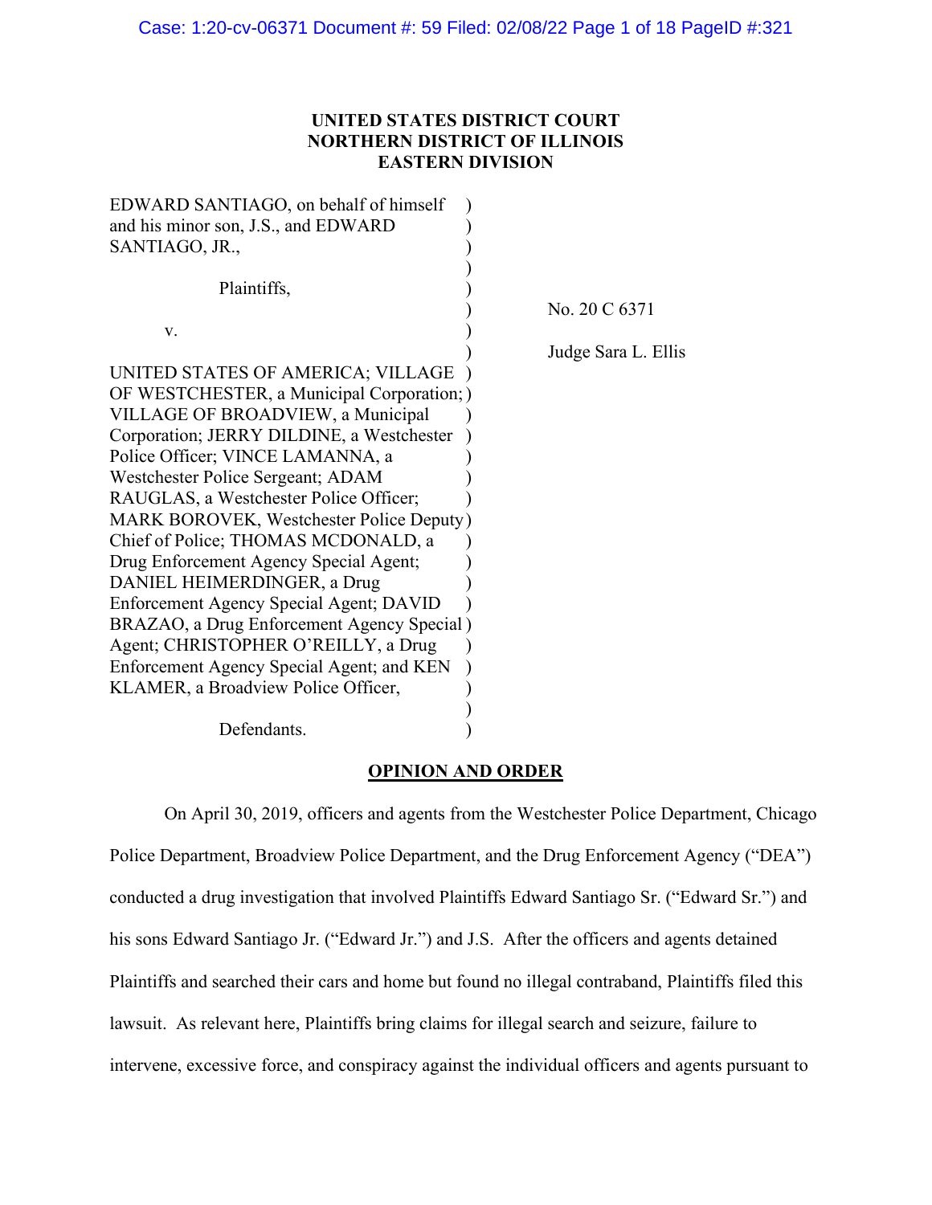**UNITED STATES DISTRICT COURT**
**NORTHERN DISTRICT OF ILLINOIS**
**EASTERN DIVISION**

EDWARD SANTIAGO, on behalf of himself and his minor son, J.S., and EDWARD SANTIAGO, JR.,

Plaintiffs,

v.

UNITED STATES OF AMERICA; VILLAGE OF WESTCHESTER, a Municipal Corporation; VILLAGE OF BROADVIEW, a Municipal Corporation; JERRY DILDINE, a Westchester Police Officer; VINCE LAMANNA, a Westchester Police Sergeant; ADAM RAUGLAS, a Westchester Police Officer; MARK BOROVEK, Westchester Police Deputy Chief of Police; THOMAS MCDONALD, a Drug Enforcement Agency Special Agent; DANIEL HEIMERDINGER, a Drug Enforcement Agency Special Agent; DAVID BRAZAO, a Drug Enforcement Agency Special Agent; CHRISTOPHER O'REILLY, a Drug Enforcement Agency Special Agent; and KEN KLAMER, a Broadview Police Officer,

Defendants.

No. 20 C 6371

Judge Sara L. Ellis

**OPINION AND ORDER**

On April 30, 2019, officers and agents from the Westchester Police Department, Chicago Police Department, Broadview Police Department, and the Drug Enforcement Agency ("DEA") conducted a drug investigation that involved Plaintiffs Edward Santiago Sr. ("Edward Sr.") and his sons Edward Santiago Jr. ("Edward Jr.") and J.S. After the officers and agents detained Plaintiffs and searched their cars and home but found no illegal contraband, Plaintiffs filed this lawsuit. As relevant here, Plaintiffs bring claims for illegal search and seizure, failure to intervene, excessive force, and conspiracy against the individual officers and agents pursuant to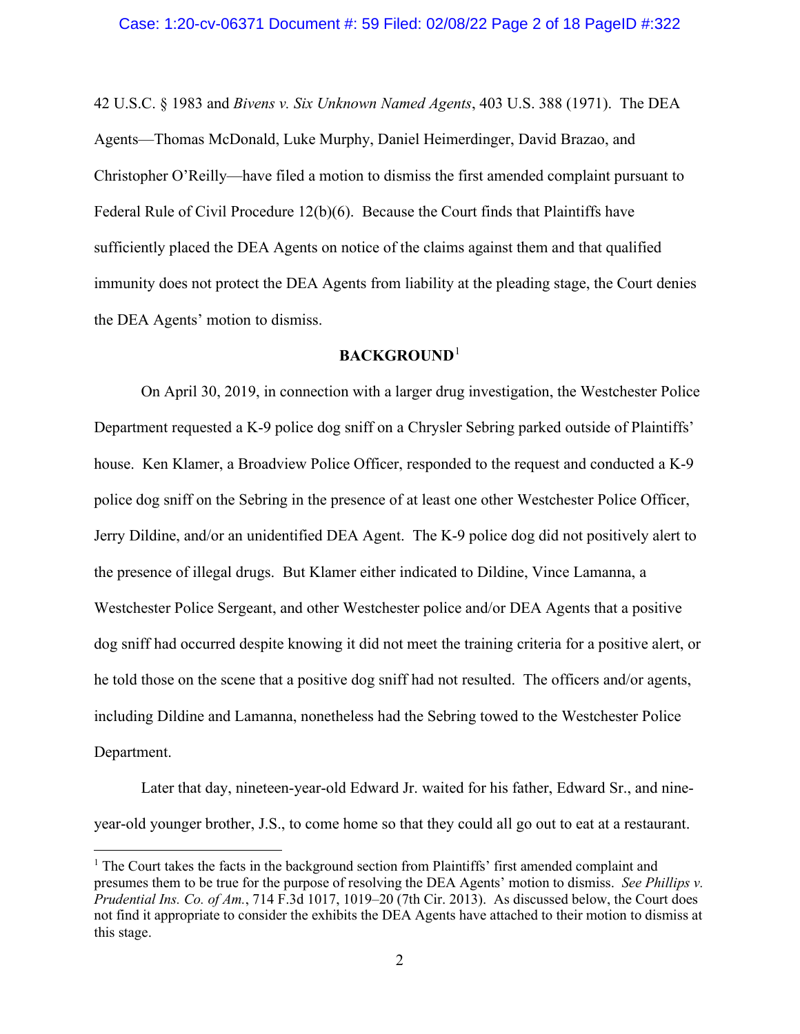42 U.S.C. § 1983 and *Bivens v. Six Unknown Named Agents*, 403 U.S. 388 (1971). The DEA Agents—Thomas McDonald, Luke Murphy, Daniel Heimerdinger, David Brazao, and Christopher O'Reilly—have filed a motion to dismiss the first amended complaint pursuant to Federal Rule of Civil Procedure 12(b)(6). Because the Court finds that Plaintiffs have sufficiently placed the DEA Agents on notice of the claims against them and that qualified immunity does not protect the DEA Agents from liability at the pleading stage, the Court denies the DEA Agents' motion to dismiss.

## BACKGROUND[1]

On April 30, 2019, in connection with a larger drug investigation, the Westchester Police Department requested a K-9 police dog sniff on a Chrysler Sebring parked outside of Plaintiffs' house. Ken Klamer, a Broadview Police Officer, responded to the request and conducted a K-9 police dog sniff on the Sebring in the presence of at least one other Westchester Police Officer, Jerry Dildine, and/or an unidentified DEA Agent. The K-9 police dog did not positively alert to the presence of illegal drugs. But Klamer either indicated to Dildine, Vince Lamanna, a Westchester Police Sergeant, and other Westchester police and/or DEA Agents that a positive dog sniff had occurred despite knowing it did not meet the training criteria for a positive alert, or he told those on the scene that a positive dog sniff had not resulted. The officers and/or agents, including Dildine and Lamanna, nonetheless had the Sebring towed to the Westchester Police Department.

Later that day, nineteen-year-old Edward Jr. waited for his father, Edward Sr., and nine-year-old younger brother, J.S., to come home so that they could all go out to eat at a restaurant.

---

[1] The Court takes the facts in the background section from Plaintiffs' first amended complaint and presumes them to be true for the purpose of resolving the DEA Agents' motion to dismiss. *See Phillips v. Prudential Ins. Co. of Am.*, 714 F.3d 1017, 1019–20 (7th Cir. 2013). As discussed below, the Court does not find it appropriate to consider the exhibits the DEA Agents have attached to their motion to dismiss at this stage.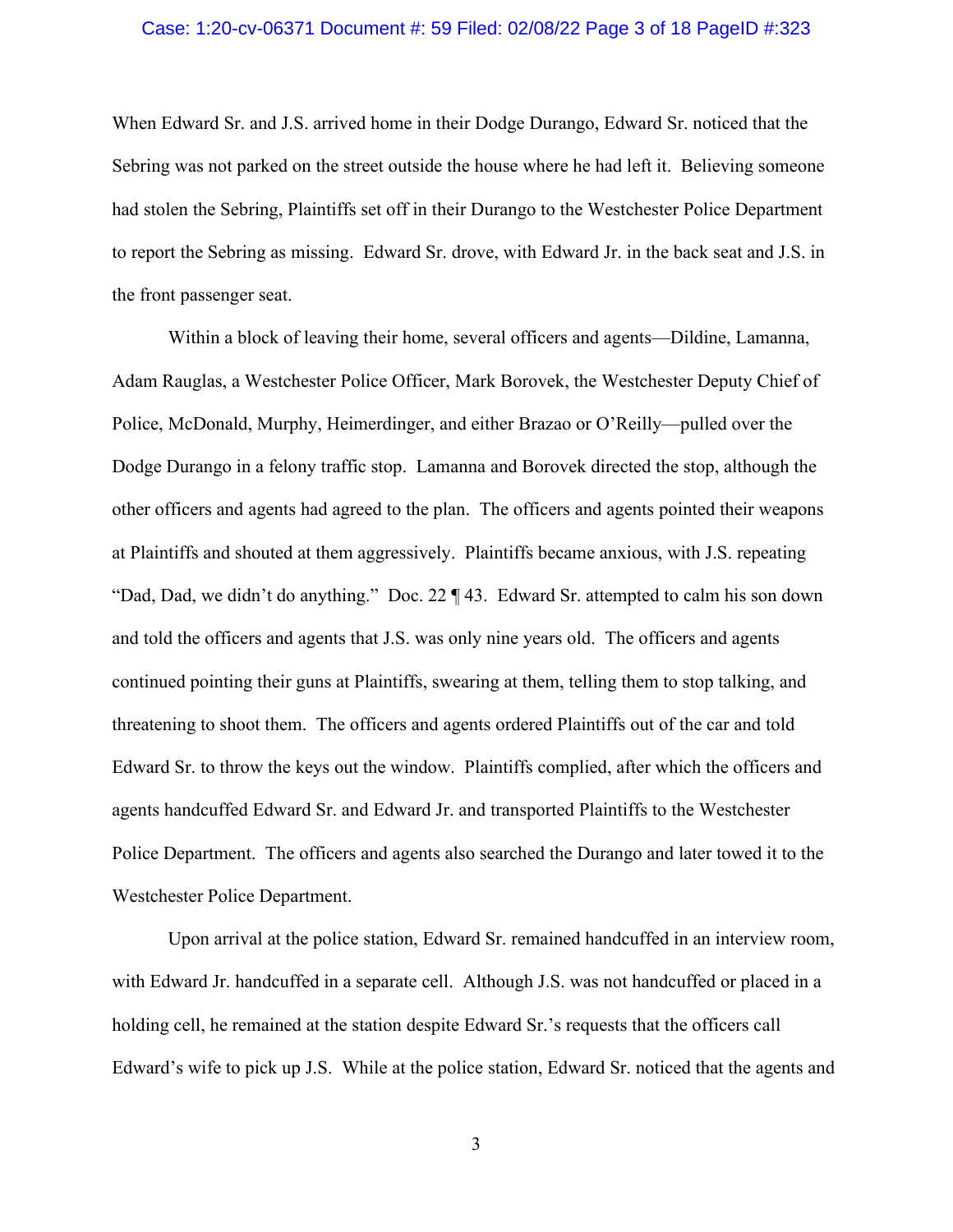When Edward Sr. and J.S. arrived home in their Dodge Durango, Edward Sr. noticed that the Sebring was not parked on the street outside the house where he had left it. Believing someone had stolen the Sebring, Plaintiffs set off in their Durango to the Westchester Police Department to report the Sebring as missing. Edward Sr. drove, with Edward Jr. in the back seat and J.S. in the front passenger seat.

Within a block of leaving their home, several officers and agents—Dildine, Lamanna, Adam Rauglas, a Westchester Police Officer, Mark Borovek, the Westchester Deputy Chief of Police, McDonald, Murphy, Heimerdinger, and either Brazao or O'Reilly—pulled over the Dodge Durango in a felony traffic stop. Lamanna and Borovek directed the stop, although the other officers and agents had agreed to the plan. The officers and agents pointed their weapons at Plaintiffs and shouted at them aggressively. Plaintiffs became anxious, with J.S. repeating "Dad, Dad, we didn't do anything." Doc. 22 ¶ 43. Edward Sr. attempted to calm his son down and told the officers and agents that J.S. was only nine years old. The officers and agents continued pointing their guns at Plaintiffs, swearing at them, telling them to stop talking, and threatening to shoot them. The officers and agents ordered Plaintiffs out of the car and told Edward Sr. to throw the keys out the window. Plaintiffs complied, after which the officers and agents handcuffed Edward Sr. and Edward Jr. and transported Plaintiffs to the Westchester Police Department. The officers and agents also searched the Durango and later towed it to the Westchester Police Department.

Upon arrival at the police station, Edward Sr. remained handcuffed in an interview room, with Edward Jr. handcuffed in a separate cell. Although J.S. was not handcuffed or placed in a holding cell, he remained at the station despite Edward Sr.'s requests that the officers call Edward's wife to pick up J.S. While at the police station, Edward Sr. noticed that the agents and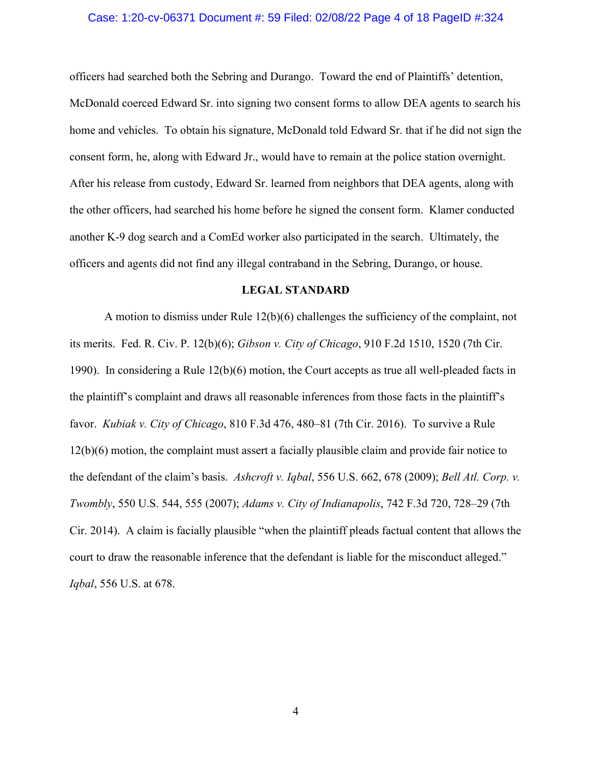officers had searched both the Sebring and Durango. Toward the end of Plaintiffs' detention, McDonald coerced Edward Sr. into signing two consent forms to allow DEA agents to search his home and vehicles. To obtain his signature, McDonald told Edward Sr. that if he did not sign the consent form, he, along with Edward Jr., would have to remain at the police station overnight. After his release from custody, Edward Sr. learned from neighbors that DEA agents, along with the other officers, had searched his home before he signed the consent form. Klamer conducted another K-9 dog search and a ComEd worker also participated in the search. Ultimately, the officers and agents did not find any illegal contraband in the Sebring, Durango, or house.

## LEGAL STANDARD

A motion to dismiss under Rule 12(b)(6) challenges the sufficiency of the complaint, not its merits. Fed. R. Civ. P. 12(b)(6); *Gibson v. City of Chicago*, 910 F.2d 1510, 1520 (7th Cir. 1990). In considering a Rule 12(b)(6) motion, the Court accepts as true all well-pleaded facts in the plaintiff's complaint and draws all reasonable inferences from those facts in the plaintiff's favor. *Kubiak v. City of Chicago*, 810 F.3d 476, 480–81 (7th Cir. 2016). To survive a Rule 12(b)(6) motion, the complaint must assert a facially plausible claim and provide fair notice to the defendant of the claim's basis. *Ashcroft v. Iqbal*, 556 U.S. 662, 678 (2009); *Bell Atl. Corp. v. Twombly*, 550 U.S. 544, 555 (2007); *Adams v. City of Indianapolis*, 742 F.3d 720, 728–29 (7th Cir. 2014). A claim is facially plausible "when the plaintiff pleads factual content that allows the court to draw the reasonable inference that the defendant is liable for the misconduct alleged." *Iqbal*, 556 U.S. at 678.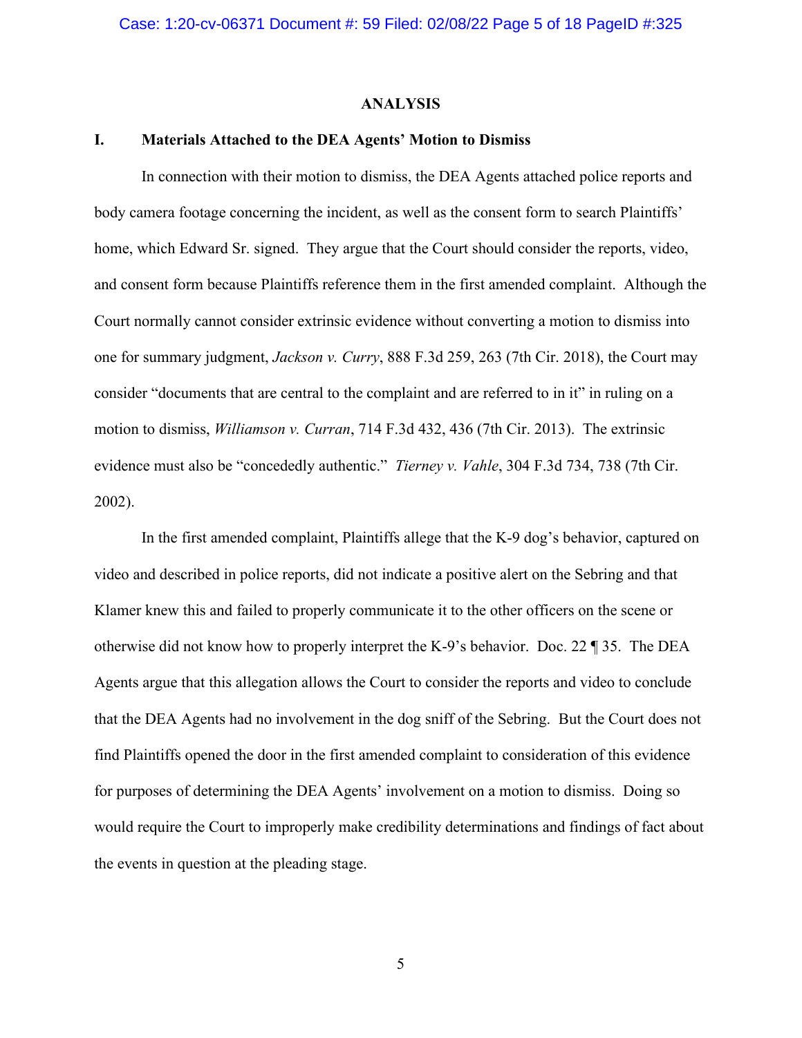## ANALYSIS

### I. Materials Attached to the DEA Agents' Motion to Dismiss

In connection with their motion to dismiss, the DEA Agents attached police reports and body camera footage concerning the incident, as well as the consent form to search Plaintiffs' home, which Edward Sr. signed. They argue that the Court should consider the reports, video, and consent form because Plaintiffs reference them in the first amended complaint. Although the Court normally cannot consider extrinsic evidence without converting a motion to dismiss into one for summary judgment, *Jackson v. Curry*, 888 F.3d 259, 263 (7th Cir. 2018), the Court may consider "documents that are central to the complaint and are referred to in it" in ruling on a motion to dismiss, *Williamson v. Curran*, 714 F.3d 432, 436 (7th Cir. 2013). The extrinsic evidence must also be "concededly authentic." *Tierney v. Vahle*, 304 F.3d 734, 738 (7th Cir. 2002).

In the first amended complaint, Plaintiffs allege that the K-9 dog's behavior, captured on video and described in police reports, did not indicate a positive alert on the Sebring and that Klamer knew this and failed to properly communicate it to the other officers on the scene or otherwise did not know how to properly interpret the K-9's behavior. Doc. 22 ¶ 35. The DEA Agents argue that this allegation allows the Court to consider the reports and video to conclude that the DEA Agents had no involvement in the dog sniff of the Sebring. But the Court does not find Plaintiffs opened the door in the first amended complaint to consideration of this evidence for purposes of determining the DEA Agents' involvement on a motion to dismiss. Doing so would require the Court to improperly make credibility determinations and findings of fact about the events in question at the pleading stage.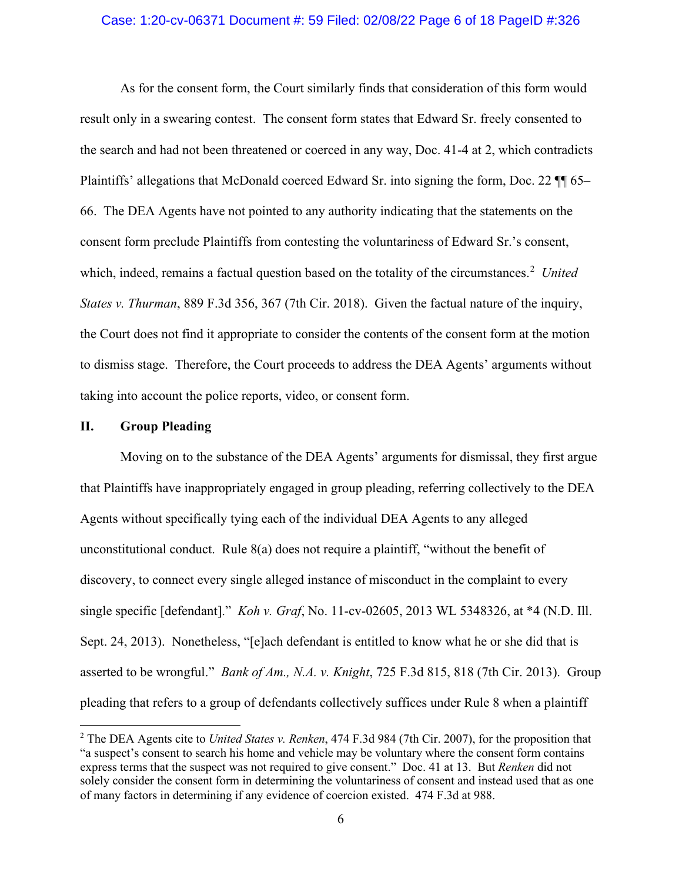As for the consent form, the Court similarly finds that consideration of this form would result only in a swearing contest. The consent form states that Edward Sr. freely consented to the search and had not been threatened or coerced in any way, Doc. 41-4 at 2, which contradicts Plaintiffs' allegations that McDonald coerced Edward Sr. into signing the form, Doc. 22 ¶¶ 65–66. The DEA Agents have not pointed to any authority indicating that the statements on the consent form preclude Plaintiffs from contesting the voluntariness of Edward Sr.'s consent, which, indeed, remains a factual question based on the totality of the circumstances.[2] *United States v. Thurman*, 889 F.3d 356, 367 (7th Cir. 2018). Given the factual nature of the inquiry, the Court does not find it appropriate to consider the contents of the consent form at the motion to dismiss stage. Therefore, the Court proceeds to address the DEA Agents' arguments without taking into account the police reports, video, or consent form.

## II. Group Pleading

Moving on to the substance of the DEA Agents' arguments for dismissal, they first argue that Plaintiffs have inappropriately engaged in group pleading, referring collectively to the DEA Agents without specifically tying each of the individual DEA Agents to any alleged unconstitutional conduct. Rule 8(a) does not require a plaintiff, "without the benefit of discovery, to connect every single alleged instance of misconduct in the complaint to every single specific [defendant]." *Koh v. Graf*, No. 11-cv-02605, 2013 WL 5348326, at *4 (N.D. Ill. Sept. 24, 2013). Nonetheless, "[e]ach defendant is entitled to know what he or she did that is asserted to be wrongful." *Bank of Am., N.A. v. Knight*, 725 F.3d 815, 818 (7th Cir. 2013). Group pleading that refers to a group of defendants collectively suffices under Rule 8 when a plaintiff

---

[2] The DEA Agents cite to *United States v. Renken*, 474 F.3d 984 (7th Cir. 2007), for the proposition that "a suspect's consent to search his home and vehicle may be voluntary where the consent form contains express terms that the suspect was not required to give consent." Doc. 41 at 13. But *Renken* did not solely consider the consent form in determining the voluntariness of consent and instead used that as one of many factors in determining if any evidence of coercion existed. 474 F.3d at 988.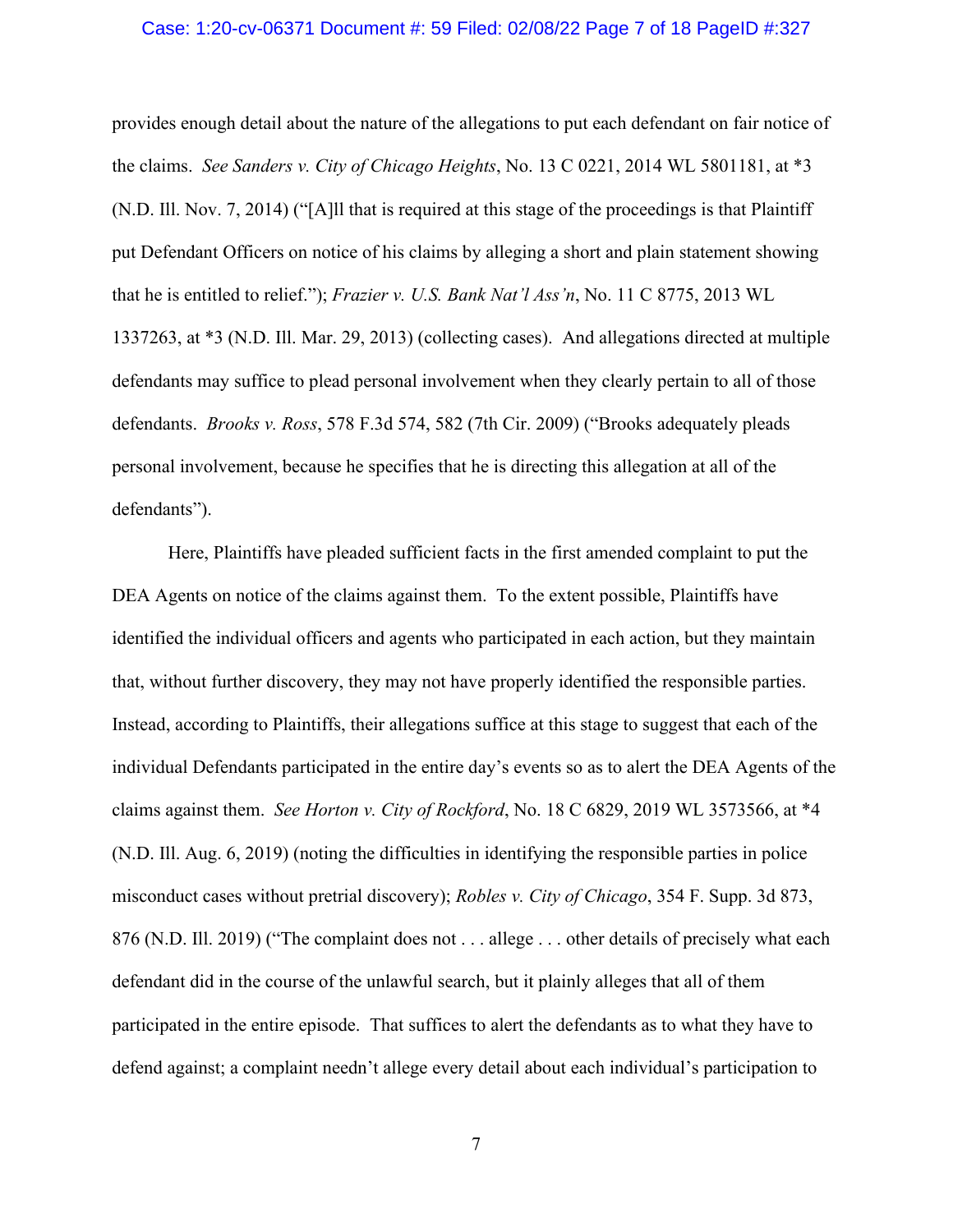provides enough detail about the nature of the allegations to put each defendant on fair notice of the claims. *See Sanders v. City of Chicago Heights*, No. 13 C 0221, 2014 WL 5801181, at *3 (N.D. Ill. Nov. 7, 2014) ("[A]ll that is required at this stage of the proceedings is that Plaintiff put Defendant Officers on notice of his claims by alleging a short and plain statement showing that he is entitled to relief."); *Frazier v. U.S. Bank Nat'l Ass'n*, No. 11 C 8775, 2013 WL 1337263, at *3 (N.D. Ill. Mar. 29, 2013) (collecting cases). And allegations directed at multiple defendants may suffice to plead personal involvement when they clearly pertain to all of those defendants. *Brooks v. Ross*, 578 F.3d 574, 582 (7th Cir. 2009) ("Brooks adequately pleads personal involvement, because he specifies that he is directing this allegation at all of the defendants").

Here, Plaintiffs have pleaded sufficient facts in the first amended complaint to put the DEA Agents on notice of the claims against them. To the extent possible, Plaintiffs have identified the individual officers and agents who participated in each action, but they maintain that, without further discovery, they may not have properly identified the responsible parties. Instead, according to Plaintiffs, their allegations suffice at this stage to suggest that each of the individual Defendants participated in the entire day's events so as to alert the DEA Agents of the claims against them. *See Horton v. City of Rockford*, No. 18 C 6829, 2019 WL 3573566, at *4 (N.D. Ill. Aug. 6, 2019) (noting the difficulties in identifying the responsible parties in police misconduct cases without pretrial discovery); *Robles v. City of Chicago*, 354 F. Supp. 3d 873, 876 (N.D. Ill. 2019) ("The complaint does not . . . allege . . . other details of precisely what each defendant did in the course of the unlawful search, but it plainly alleges that all of them participated in the entire episode. That suffices to alert the defendants as to what they have to defend against; a complaint needn't allege every detail about each individual's participation to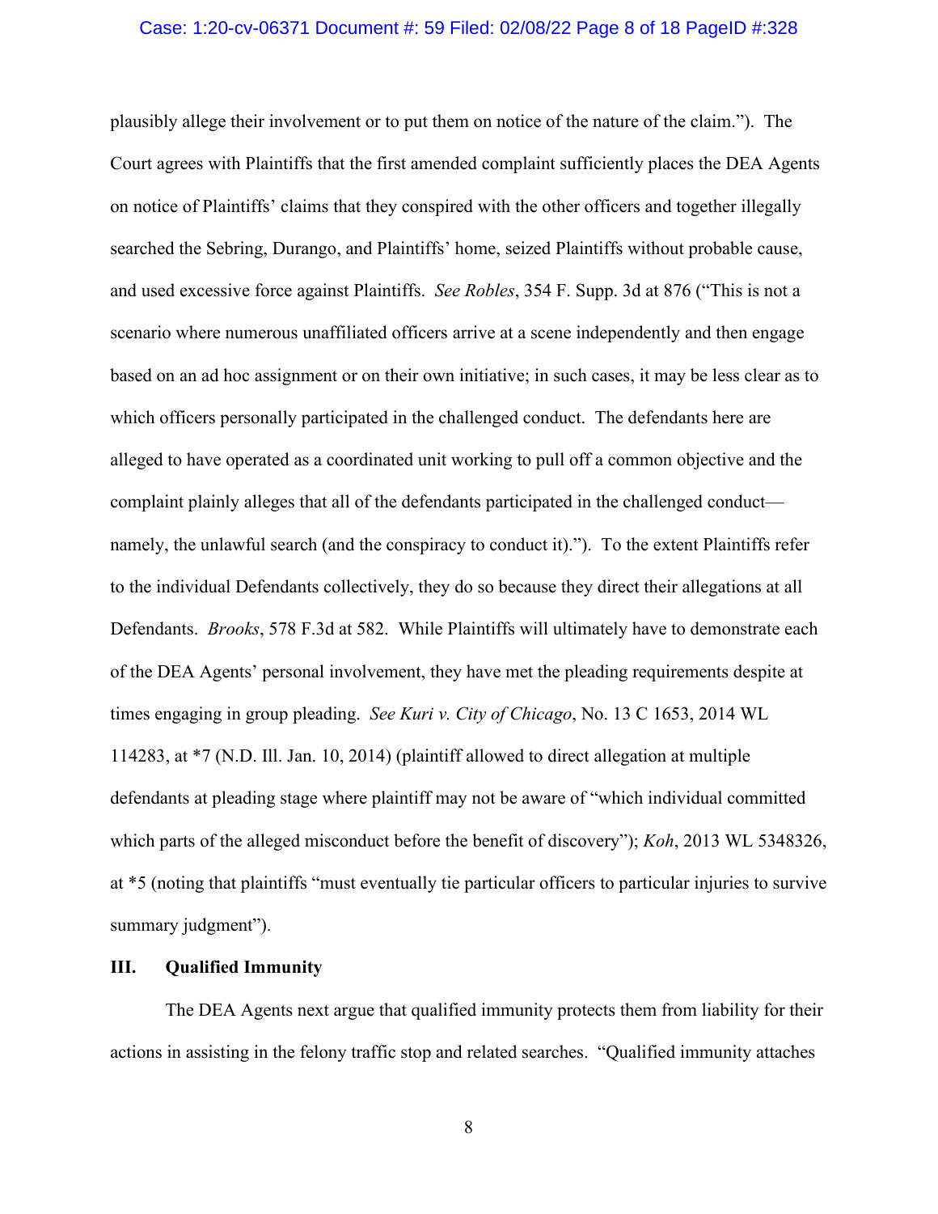plausibly allege their involvement or to put them on notice of the nature of the claim."). The Court agrees with Plaintiffs that the first amended complaint sufficiently places the DEA Agents on notice of Plaintiffs' claims that they conspired with the other officers and together illegally searched the Sebring, Durango, and Plaintiffs' home, seized Plaintiffs without probable cause, and used excessive force against Plaintiffs. *See Robles*, 354 F. Supp. 3d at 876 ("This is not a scenario where numerous unaffiliated officers arrive at a scene independently and then engage based on an ad hoc assignment or on their own initiative; in such cases, it may be less clear as to which officers personally participated in the challenged conduct. The defendants here are alleged to have operated as a coordinated unit working to pull off a common objective and the complaint plainly alleges that all of the defendants participated in the challenged conduct—namely, the unlawful search (and the conspiracy to conduct it)."). To the extent Plaintiffs refer to the individual Defendants collectively, they do so because they direct their allegations at all Defendants. *Brooks*, 578 F.3d at 582. While Plaintiffs will ultimately have to demonstrate each of the DEA Agents' personal involvement, they have met the pleading requirements despite at times engaging in group pleading. *See Kuri v. City of Chicago*, No. 13 C 1653, 2014 WL 114283, at \*7 (N.D. Ill. Jan. 10, 2014) (plaintiff allowed to direct allegation at multiple defendants at pleading stage where plaintiff may not be aware of "which individual committed which parts of the alleged misconduct before the benefit of discovery"); *Koh*, 2013 WL 5348326, at \*5 (noting that plaintiffs "must eventually tie particular officers to particular injuries to survive summary judgment").

## III. Qualified Immunity

The DEA Agents next argue that qualified immunity protects them from liability for their actions in assisting in the felony traffic stop and related searches. "Qualified immunity attaches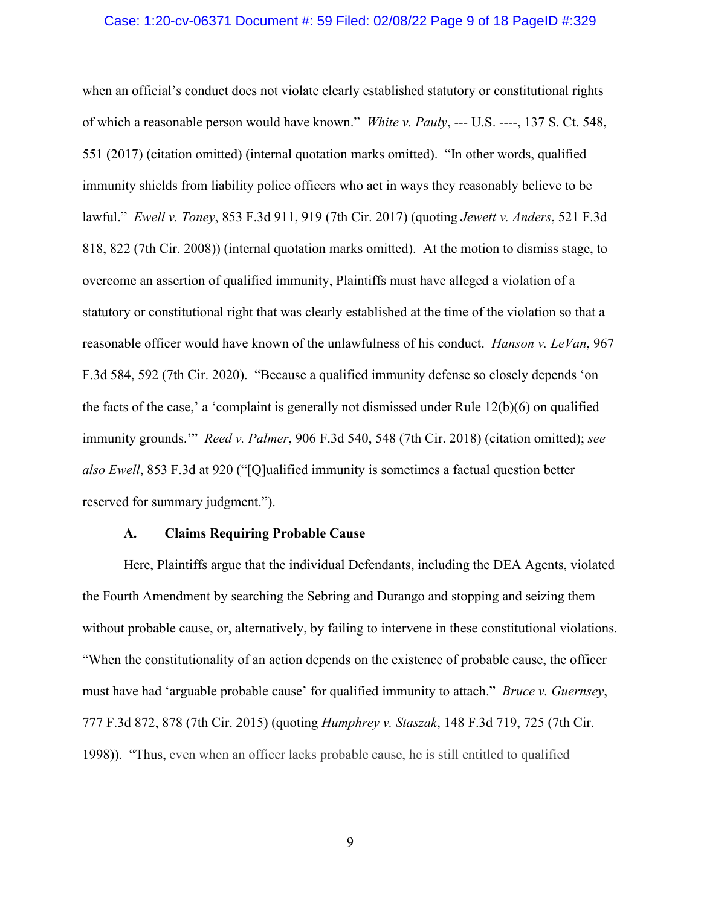when an official's conduct does not violate clearly established statutory or constitutional rights of which a reasonable person would have known." *White v. Pauly*, --- U.S. ----, 137 S. Ct. 548, 551 (2017) (citation omitted) (internal quotation marks omitted). "In other words, qualified immunity shields from liability police officers who act in ways they reasonably believe to be lawful." *Ewell v. Toney*, 853 F.3d 911, 919 (7th Cir. 2017) (quoting *Jewett v. Anders*, 521 F.3d 818, 822 (7th Cir. 2008)) (internal quotation marks omitted). At the motion to dismiss stage, to overcome an assertion of qualified immunity, Plaintiffs must have alleged a violation of a statutory or constitutional right that was clearly established at the time of the violation so that a reasonable officer would have known of the unlawfulness of his conduct. *Hanson v. LeVan*, 967 F.3d 584, 592 (7th Cir. 2020). "Because a qualified immunity defense so closely depends 'on the facts of the case,' a 'complaint is generally not dismissed under Rule 12(b)(6) on qualified immunity grounds.'" *Reed v. Palmer*, 906 F.3d 540, 548 (7th Cir. 2018) (citation omitted); *see also Ewell*, 853 F.3d at 920 ("[Q]ualified immunity is sometimes a factual question better reserved for summary judgment.").

### A. Claims Requiring Probable Cause

Here, Plaintiffs argue that the individual Defendants, including the DEA Agents, violated the Fourth Amendment by searching the Sebring and Durango and stopping and seizing them without probable cause, or, alternatively, by failing to intervene in these constitutional violations. "When the constitutionality of an action depends on the existence of probable cause, the officer must have had 'arguable probable cause' for qualified immunity to attach." *Bruce v. Guernsey*, 777 F.3d 872, 878 (7th Cir. 2015) (quoting *Humphrey v. Staszak*, 148 F.3d 719, 725 (7th Cir. 1998)). "Thus, even when an officer lacks probable cause, he is still entitled to qualified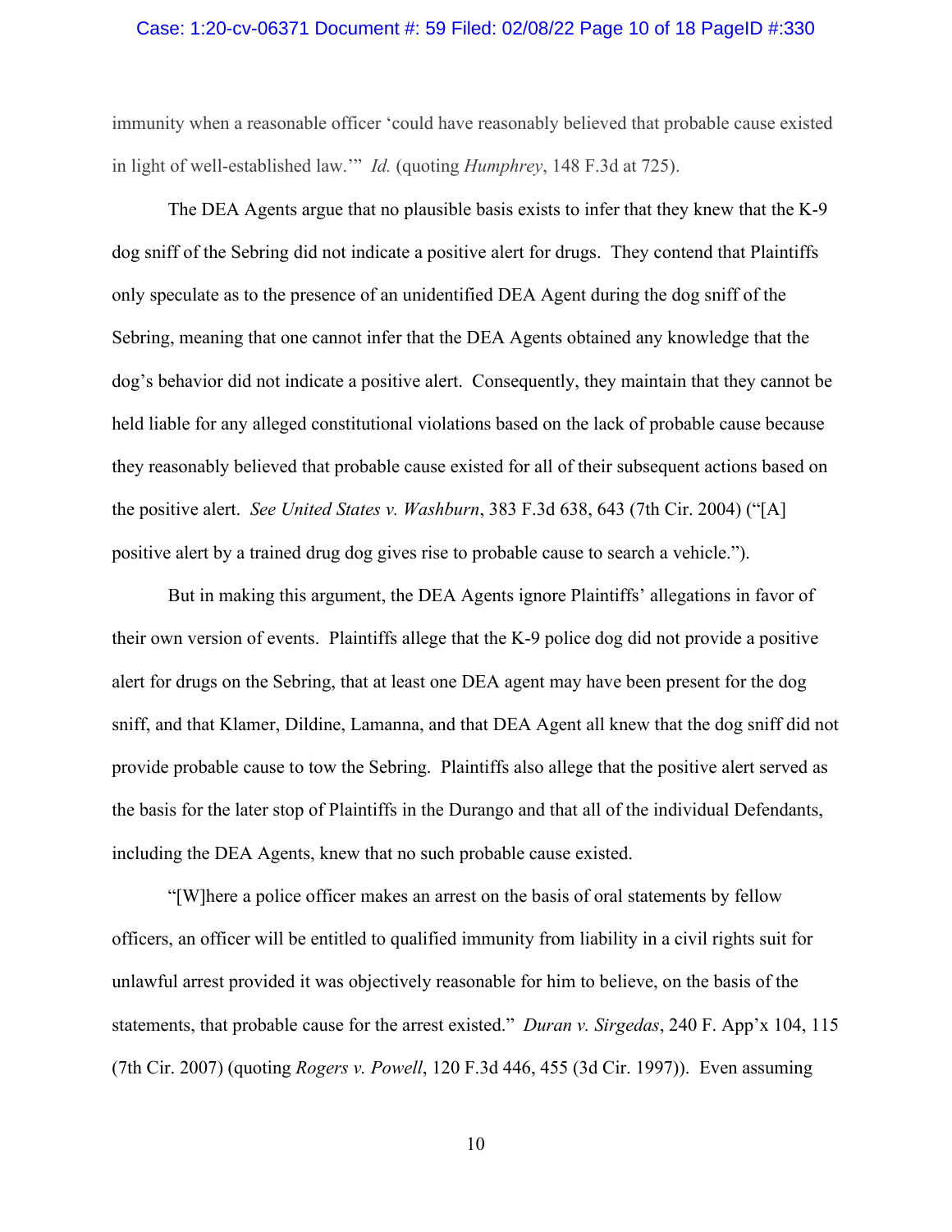immunity when a reasonable officer 'could have reasonably believed that probable cause existed in light of well-established law.'" *Id.* (quoting *Humphrey*, 148 F.3d at 725).

The DEA Agents argue that no plausible basis exists to infer that they knew that the K-9 dog sniff of the Sebring did not indicate a positive alert for drugs. They contend that Plaintiffs only speculate as to the presence of an unidentified DEA Agent during the dog sniff of the Sebring, meaning that one cannot infer that the DEA Agents obtained any knowledge that the dog's behavior did not indicate a positive alert. Consequently, they maintain that they cannot be held liable for any alleged constitutional violations based on the lack of probable cause because they reasonably believed that probable cause existed for all of their subsequent actions based on the positive alert. *See United States v. Washburn*, 383 F.3d 638, 643 (7th Cir. 2004) ("[A] positive alert by a trained drug dog gives rise to probable cause to search a vehicle.").

But in making this argument, the DEA Agents ignore Plaintiffs' allegations in favor of their own version of events. Plaintiffs allege that the K-9 police dog did not provide a positive alert for drugs on the Sebring, that at least one DEA agent may have been present for the dog sniff, and that Klamer, Dildine, Lamanna, and that DEA Agent all knew that the dog sniff did not provide probable cause to tow the Sebring. Plaintiffs also allege that the positive alert served as the basis for the later stop of Plaintiffs in the Durango and that all of the individual Defendants, including the DEA Agents, knew that no such probable cause existed.

"[W]here a police officer makes an arrest on the basis of oral statements by fellow officers, an officer will be entitled to qualified immunity from liability in a civil rights suit for unlawful arrest provided it was objectively reasonable for him to believe, on the basis of the statements, that probable cause for the arrest existed." *Duran v. Sirgedas*, 240 F. App'x 104, 115 (7th Cir. 2007) (quoting *Rogers v. Powell*, 120 F.3d 446, 455 (3d Cir. 1997)). Even assuming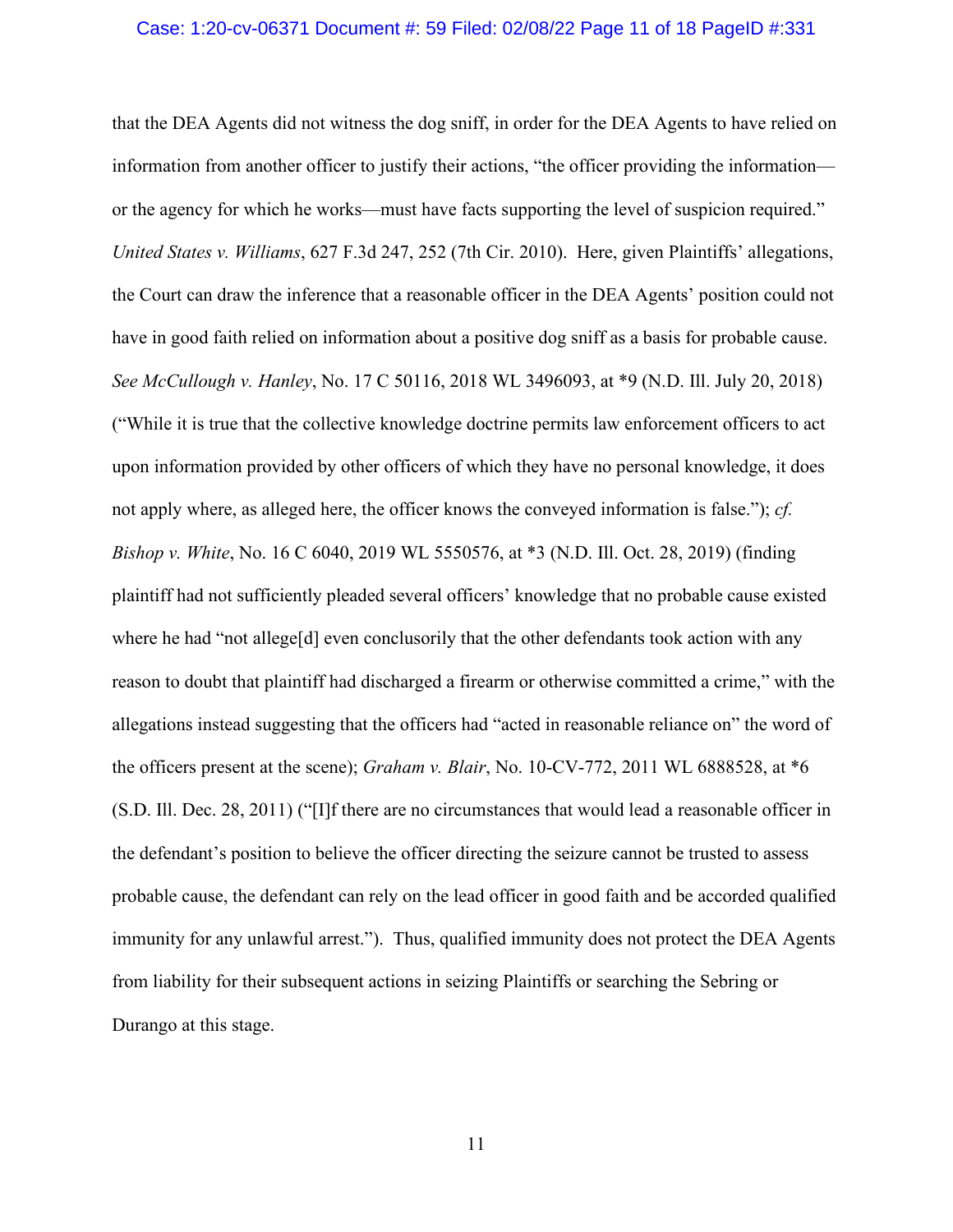that the DEA Agents did not witness the dog sniff, in order for the DEA Agents to have relied on information from another officer to justify their actions, "the officer providing the information—or the agency for which he works—must have facts supporting the level of suspicion required." *United States v. Williams*, 627 F.3d 247, 252 (7th Cir. 2010). Here, given Plaintiffs' allegations, the Court can draw the inference that a reasonable officer in the DEA Agents' position could not have in good faith relied on information about a positive dog sniff as a basis for probable cause. *See McCullough v. Hanley*, No. 17 C 50116, 2018 WL 3496093, at *9 (N.D. Ill. July 20, 2018) ("While it is true that the collective knowledge doctrine permits law enforcement officers to act upon information provided by other officers of which they have no personal knowledge, it does not apply where, as alleged here, the officer knows the conveyed information is false."); *cf. Bishop v. White*, No. 16 C 6040, 2019 WL 5550576, at *3 (N.D. Ill. Oct. 28, 2019) (finding plaintiff had not sufficiently pleaded several officers' knowledge that no probable cause existed where he had "not allege[d] even conclusorily that the other defendants took action with any reason to doubt that plaintiff had discharged a firearm or otherwise committed a crime," with the allegations instead suggesting that the officers had "acted in reasonable reliance on" the word of the officers present at the scene); *Graham v. Blair*, No. 10-CV-772, 2011 WL 6888528, at *6 (S.D. Ill. Dec. 28, 2011) ("[I]f there are no circumstances that would lead a reasonable officer in the defendant's position to believe the officer directing the seizure cannot be trusted to assess probable cause, the defendant can rely on the lead officer in good faith and be accorded qualified immunity for any unlawful arrest."). Thus, qualified immunity does not protect the DEA Agents from liability for their subsequent actions in seizing Plaintiffs or searching the Sebring or Durango at this stage.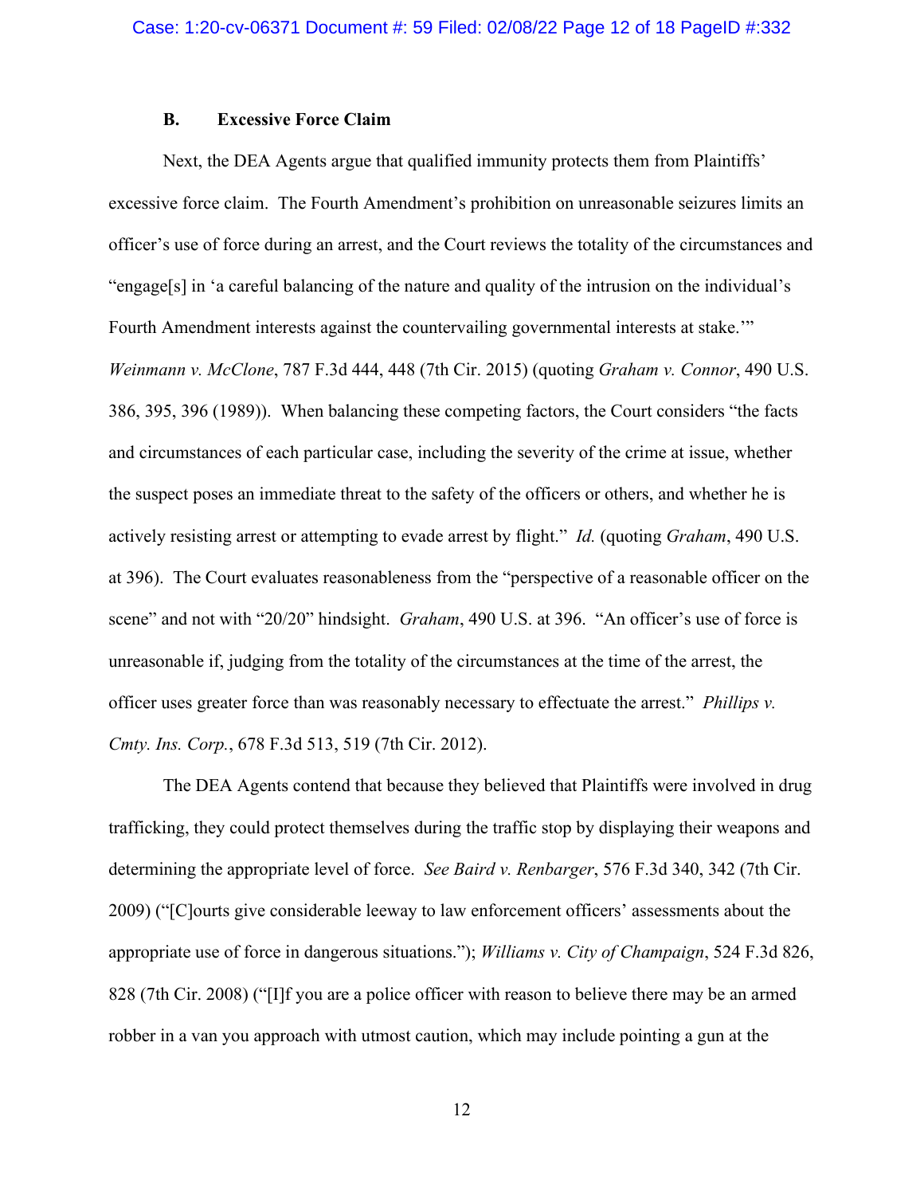### B. Excessive Force Claim

Next, the DEA Agents argue that qualified immunity protects them from Plaintiffs' excessive force claim. The Fourth Amendment's prohibition on unreasonable seizures limits an officer's use of force during an arrest, and the Court reviews the totality of the circumstances and "engage[s] in 'a careful balancing of the nature and quality of the intrusion on the individual's Fourth Amendment interests against the countervailing governmental interests at stake.'" *Weinmann v. McClone*, 787 F.3d 444, 448 (7th Cir. 2015) (quoting *Graham v. Connor*, 490 U.S. 386, 395, 396 (1989)). When balancing these competing factors, the Court considers "the facts and circumstances of each particular case, including the severity of the crime at issue, whether the suspect poses an immediate threat to the safety of the officers or others, and whether he is actively resisting arrest or attempting to evade arrest by flight." *Id.* (quoting *Graham*, 490 U.S. at 396). The Court evaluates reasonableness from the "perspective of a reasonable officer on the scene" and not with "20/20" hindsight. *Graham*, 490 U.S. at 396. "An officer's use of force is unreasonable if, judging from the totality of the circumstances at the time of the arrest, the officer uses greater force than was reasonably necessary to effectuate the arrest." *Phillips v. Cmty. Ins. Corp.*, 678 F.3d 513, 519 (7th Cir. 2012).

The DEA Agents contend that because they believed that Plaintiffs were involved in drug trafficking, they could protect themselves during the traffic stop by displaying their weapons and determining the appropriate level of force. *See Baird v. Renbarger*, 576 F.3d 340, 342 (7th Cir. 2009) ("[C]ourts give considerable leeway to law enforcement officers' assessments about the appropriate use of force in dangerous situations."); *Williams v. City of Champaign*, 524 F.3d 826, 828 (7th Cir. 2008) ("[I]f you are a police officer with reason to believe there may be an armed robber in a van you approach with utmost caution, which may include pointing a gun at the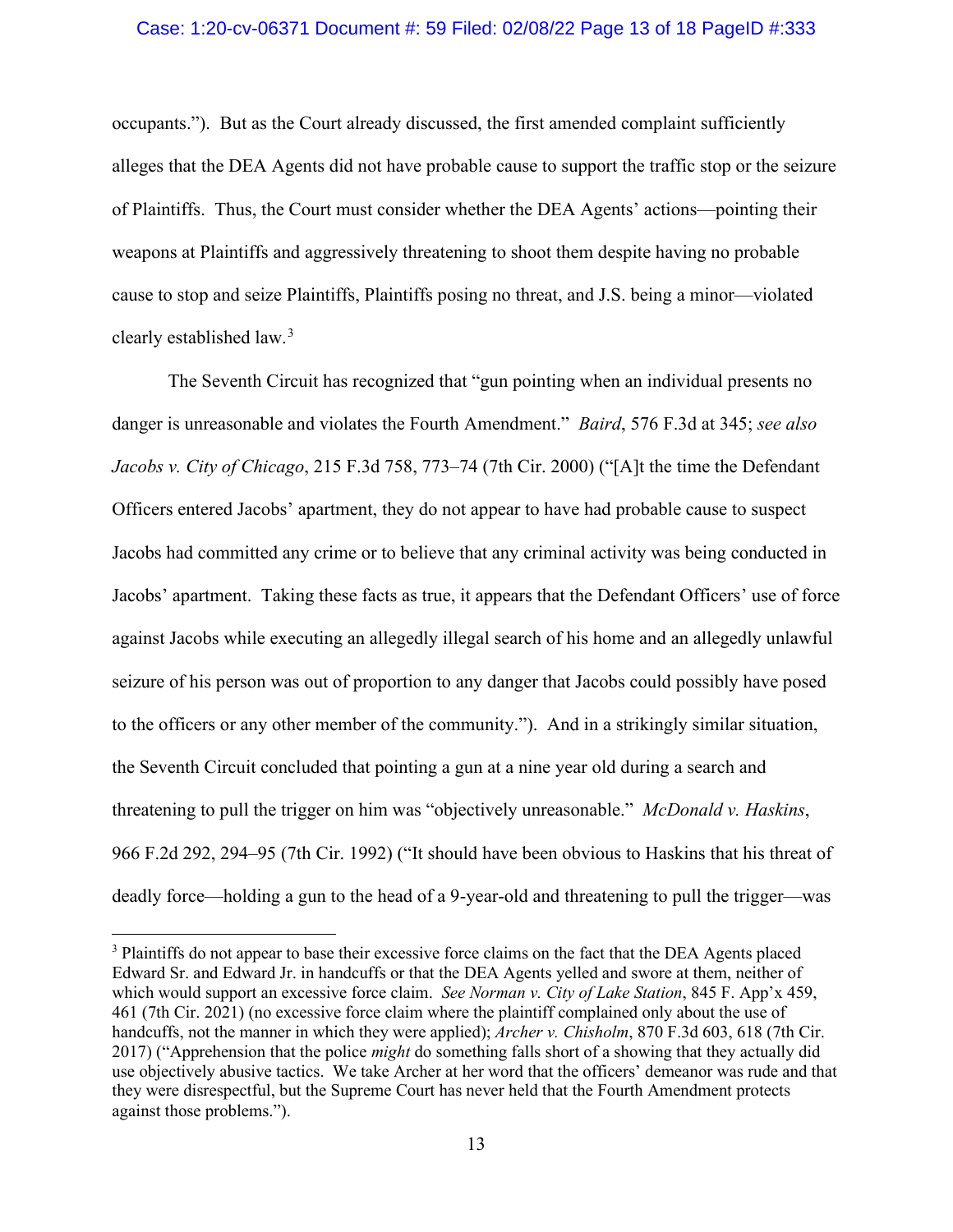occupants."). But as the Court already discussed, the first amended complaint sufficiently alleges that the DEA Agents did not have probable cause to support the traffic stop or the seizure of Plaintiffs. Thus, the Court must consider whether the DEA Agents' actions—pointing their weapons at Plaintiffs and aggressively threatening to shoot them despite having no probable cause to stop and seize Plaintiffs, Plaintiffs posing no threat, and J.S. being a minor—violated clearly established law.[3]

The Seventh Circuit has recognized that "gun pointing when an individual presents no danger is unreasonable and violates the Fourth Amendment." *Baird*, 576 F.3d at 345; *see also Jacobs v. City of Chicago*, 215 F.3d 758, 773–74 (7th Cir. 2000) ("[A]t the time the Defendant Officers entered Jacobs' apartment, they do not appear to have had probable cause to suspect Jacobs had committed any crime or to believe that any criminal activity was being conducted in Jacobs' apartment. Taking these facts as true, it appears that the Defendant Officers' use of force against Jacobs while executing an allegedly illegal search of his home and an allegedly unlawful seizure of his person was out of proportion to any danger that Jacobs could possibly have posed to the officers or any other member of the community."). And in a strikingly similar situation, the Seventh Circuit concluded that pointing a gun at a nine year old during a search and threatening to pull the trigger on him was "objectively unreasonable." *McDonald v. Haskins*, 966 F.2d 292, 294–95 (7th Cir. 1992) ("It should have been obvious to Haskins that his threat of deadly force—holding a gun to the head of a 9-year-old and threatening to pull the trigger—was

---

[3] Plaintiffs do not appear to base their excessive force claims on the fact that the DEA Agents placed Edward Sr. and Edward Jr. in handcuffs or that the DEA Agents yelled and swore at them, neither of which would support an excessive force claim. *See Norman v. City of Lake Station*, 845 F. App'x 459, 461 (7th Cir. 2021) (no excessive force claim where the plaintiff complained only about the use of handcuffs, not the manner in which they were applied); *Archer v. Chisholm*, 870 F.3d 603, 618 (7th Cir. 2017) ("Apprehension that the police *might* do something falls short of a showing that they actually did use objectively abusive tactics. We take Archer at her word that the officers' demeanor was rude and that they were disrespectful, but the Supreme Court has never held that the Fourth Amendment protects against those problems.").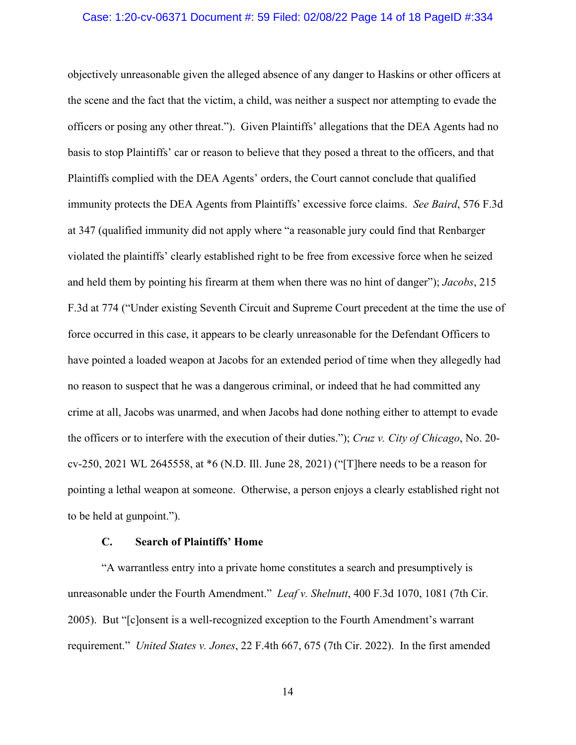objectively unreasonable given the alleged absence of any danger to Haskins or other officers at the scene and the fact that the victim, a child, was neither a suspect nor attempting to evade the officers or posing any other threat."). Given Plaintiffs' allegations that the DEA Agents had no basis to stop Plaintiffs' car or reason to believe that they posed a threat to the officers, and that Plaintiffs complied with the DEA Agents' orders, the Court cannot conclude that qualified immunity protects the DEA Agents from Plaintiffs' excessive force claims. *See Baird*, 576 F.3d at 347 (qualified immunity did not apply where "a reasonable jury could find that Renbarger violated the plaintiffs' clearly established right to be free from excessive force when he seized and held them by pointing his firearm at them when there was no hint of danger"); *Jacobs*, 215 F.3d at 774 ("Under existing Seventh Circuit and Supreme Court precedent at the time the use of force occurred in this case, it appears to be clearly unreasonable for the Defendant Officers to have pointed a loaded weapon at Jacobs for an extended period of time when they allegedly had no reason to suspect that he was a dangerous criminal, or indeed that he had committed any crime at all, Jacobs was unarmed, and when Jacobs had done nothing either to attempt to evade the officers or to interfere with the execution of their duties."); *Cruz v. City of Chicago*, No. 20-cv-250, 2021 WL 2645558, at *6 (N.D. Ill. June 28, 2021) ("[T]here needs to be a reason for pointing a lethal weapon at someone. Otherwise, a person enjoys a clearly established right not to be held at gunpoint.").

### C. Search of Plaintiffs' Home

"A warrantless entry into a private home constitutes a search and presumptively is unreasonable under the Fourth Amendment." *Leaf v. Shelnutt*, 400 F.3d 1070, 1081 (7th Cir. 2005). But "[c]onsent is a well-recognized exception to the Fourth Amendment's warrant requirement." *United States v. Jones*, 22 F.4th 667, 675 (7th Cir. 2022). In the first amended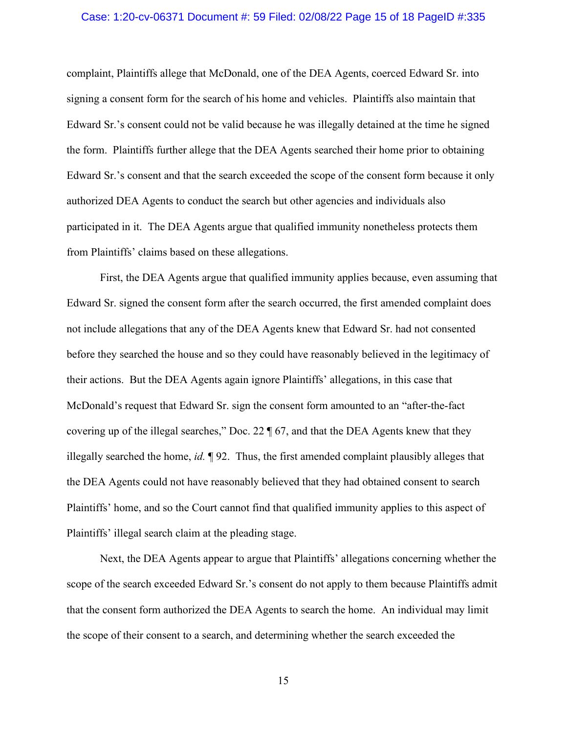complaint, Plaintiffs allege that McDonald, one of the DEA Agents, coerced Edward Sr. into signing a consent form for the search of his home and vehicles. Plaintiffs also maintain that Edward Sr.'s consent could not be valid because he was illegally detained at the time he signed the form. Plaintiffs further allege that the DEA Agents searched their home prior to obtaining Edward Sr.'s consent and that the search exceeded the scope of the consent form because it only authorized DEA Agents to conduct the search but other agencies and individuals also participated in it. The DEA Agents argue that qualified immunity nonetheless protects them from Plaintiffs' claims based on these allegations.

First, the DEA Agents argue that qualified immunity applies because, even assuming that Edward Sr. signed the consent form after the search occurred, the first amended complaint does not include allegations that any of the DEA Agents knew that Edward Sr. had not consented before they searched the house and so they could have reasonably believed in the legitimacy of their actions. But the DEA Agents again ignore Plaintiffs' allegations, in this case that McDonald's request that Edward Sr. sign the consent form amounted to an "after-the-fact covering up of the illegal searches," Doc. 22 ¶ 67, and that the DEA Agents knew that they illegally searched the home, *id.* ¶ 92. Thus, the first amended complaint plausibly alleges that the DEA Agents could not have reasonably believed that they had obtained consent to search Plaintiffs' home, and so the Court cannot find that qualified immunity applies to this aspect of Plaintiffs' illegal search claim at the pleading stage.

Next, the DEA Agents appear to argue that Plaintiffs' allegations concerning whether the scope of the search exceeded Edward Sr.'s consent do not apply to them because Plaintiffs admit that the consent form authorized the DEA Agents to search the home. An individual may limit the scope of their consent to a search, and determining whether the search exceeded the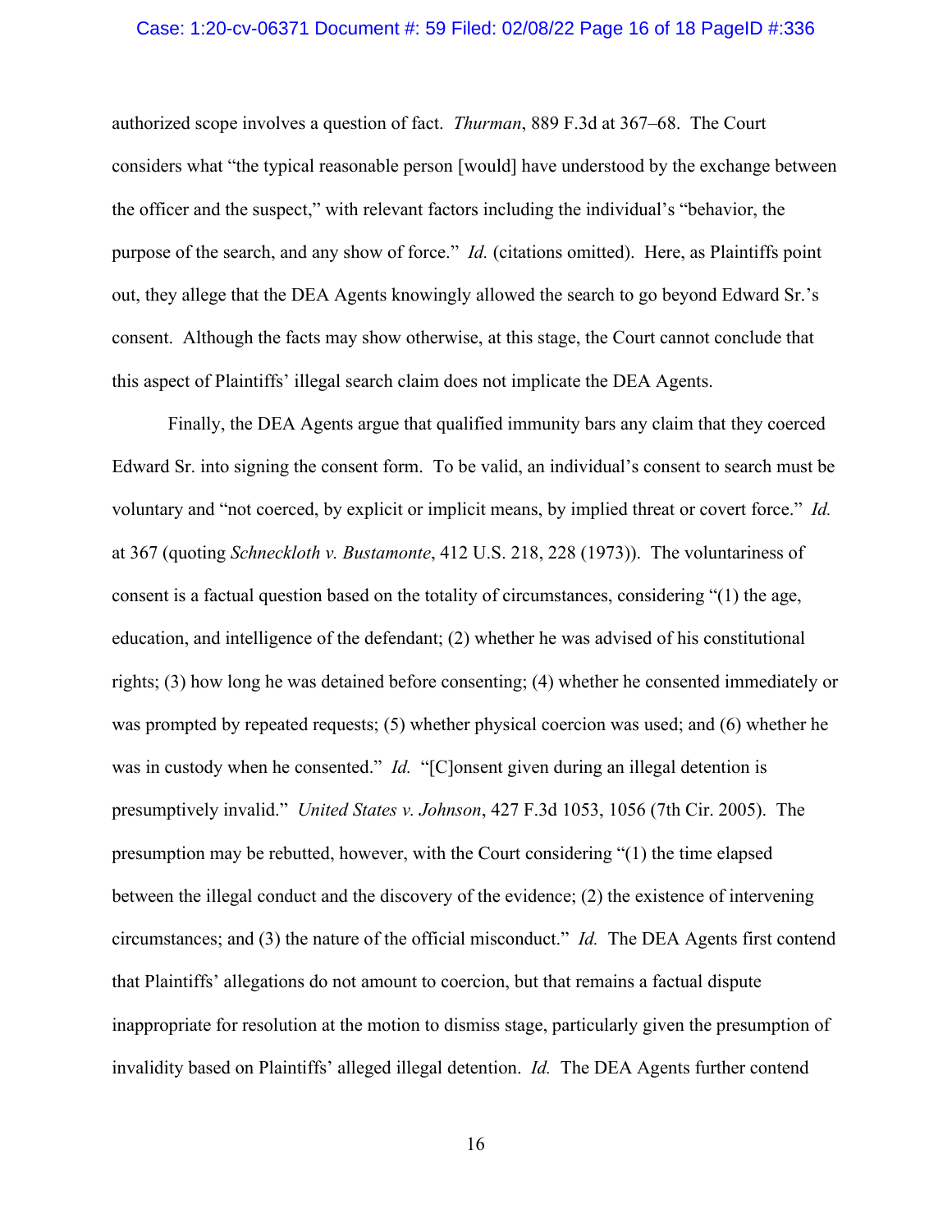authorized scope involves a question of fact. *Thurman*, 889 F.3d at 367–68. The Court considers what "the typical reasonable person [would] have understood by the exchange between the officer and the suspect," with relevant factors including the individual's "behavior, the purpose of the search, and any show of force." *Id.* (citations omitted). Here, as Plaintiffs point out, they allege that the DEA Agents knowingly allowed the search to go beyond Edward Sr.'s consent. Although the facts may show otherwise, at this stage, the Court cannot conclude that this aspect of Plaintiffs' illegal search claim does not implicate the DEA Agents.

Finally, the DEA Agents argue that qualified immunity bars any claim that they coerced Edward Sr. into signing the consent form. To be valid, an individual's consent to search must be voluntary and "not coerced, by explicit or implicit means, by implied threat or covert force." *Id.* at 367 (quoting *Schneckloth v. Bustamonte*, 412 U.S. 218, 228 (1973)). The voluntariness of consent is a factual question based on the totality of circumstances, considering "(1) the age, education, and intelligence of the defendant; (2) whether he was advised of his constitutional rights; (3) how long he was detained before consenting; (4) whether he consented immediately or was prompted by repeated requests; (5) whether physical coercion was used; and (6) whether he was in custody when he consented." *Id.* "[C]onsent given during an illegal detention is presumptively invalid." *United States v. Johnson*, 427 F.3d 1053, 1056 (7th Cir. 2005). The presumption may be rebutted, however, with the Court considering "(1) the time elapsed between the illegal conduct and the discovery of the evidence; (2) the existence of intervening circumstances; and (3) the nature of the official misconduct." *Id.* The DEA Agents first contend that Plaintiffs' allegations do not amount to coercion, but that remains a factual dispute inappropriate for resolution at the motion to dismiss stage, particularly given the presumption of invalidity based on Plaintiffs' alleged illegal detention. *Id.* The DEA Agents further contend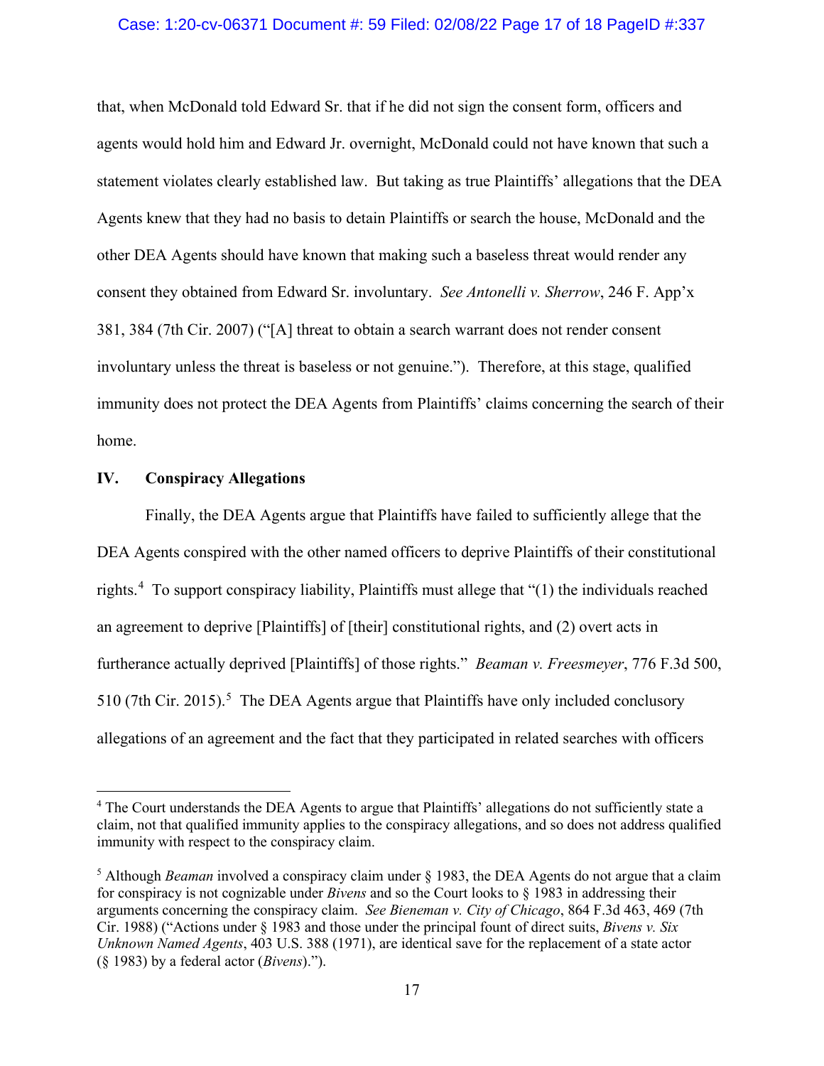that, when McDonald told Edward Sr. that if he did not sign the consent form, officers and agents would hold him and Edward Jr. overnight, McDonald could not have known that such a statement violates clearly established law. But taking as true Plaintiffs' allegations that the DEA Agents knew that they had no basis to detain Plaintiffs or search the house, McDonald and the other DEA Agents should have known that making such a baseless threat would render any consent they obtained from Edward Sr. involuntary. *See Antonelli v. Sherrow*, 246 F. App'x 381, 384 (7th Cir. 2007) ("[A] threat to obtain a search warrant does not render consent involuntary unless the threat is baseless or not genuine."). Therefore, at this stage, qualified immunity does not protect the DEA Agents from Plaintiffs' claims concerning the search of their home.

## IV. Conspiracy Allegations

Finally, the DEA Agents argue that Plaintiffs have failed to sufficiently allege that the DEA Agents conspired with the other named officers to deprive Plaintiffs of their constitutional rights.[4] To support conspiracy liability, Plaintiffs must allege that "(1) the individuals reached an agreement to deprive [Plaintiffs] of [their] constitutional rights, and (2) overt acts in furtherance actually deprived [Plaintiffs] of those rights." *Beaman v. Freesmeyer*, 776 F.3d 500, 510 (7th Cir. 2015).[5] The DEA Agents argue that Plaintiffs have only included conclusory allegations of an agreement and the fact that they participated in related searches with officers

---

[4] The Court understands the DEA Agents to argue that Plaintiffs' allegations do not sufficiently state a claim, not that qualified immunity applies to the conspiracy allegations, and so does not address qualified immunity with respect to the conspiracy claim.

[5] Although *Beaman* involved a conspiracy claim under § 1983, the DEA Agents do not argue that a claim for conspiracy is not cognizable under *Bivens* and so the Court looks to § 1983 in addressing their arguments concerning the conspiracy claim. *See Bieneman v. City of Chicago*, 864 F.3d 463, 469 (7th Cir. 1988) ("Actions under § 1983 and those under the principal fount of direct suits, *Bivens v. Six Unknown Named Agents*, 403 U.S. 388 (1971), are identical save for the replacement of a state actor (§ 1983) by a federal actor (*Bivens*).").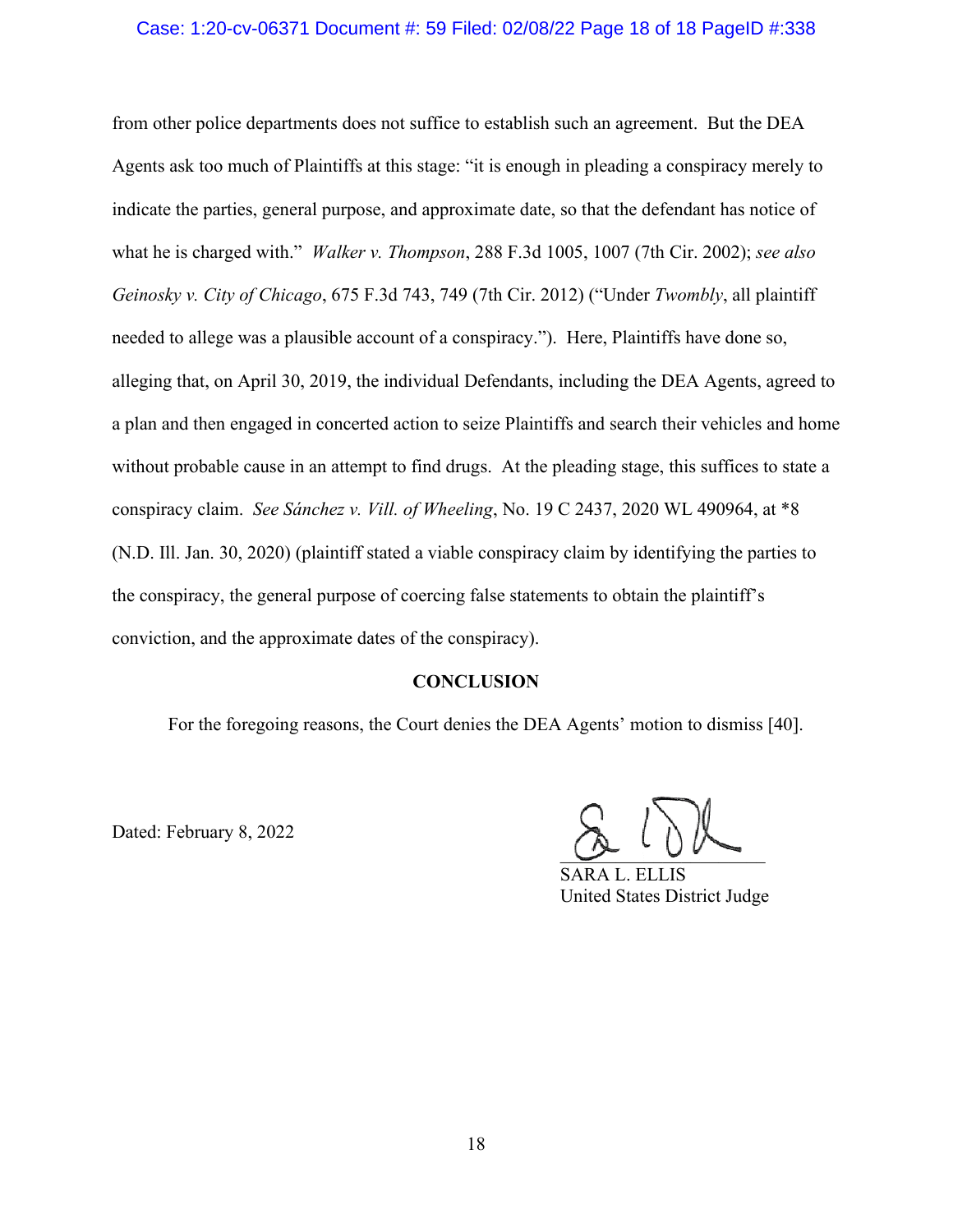from other police departments does not suffice to establish such an agreement. But the DEA Agents ask too much of Plaintiffs at this stage: "it is enough in pleading a conspiracy merely to indicate the parties, general purpose, and approximate date, so that the defendant has notice of what he is charged with." *Walker v. Thompson*, 288 F.3d 1005, 1007 (7th Cir. 2002); *see also Geinosky v. City of Chicago*, 675 F.3d 743, 749 (7th Cir. 2012) ("Under *Twombly*, all plaintiff needed to allege was a plausible account of a conspiracy."). Here, Plaintiffs have done so, alleging that, on April 30, 2019, the individual Defendants, including the DEA Agents, agreed to a plan and then engaged in concerted action to seize Plaintiffs and search their vehicles and home without probable cause in an attempt to find drugs. At the pleading stage, this suffices to state a conspiracy claim. *See Sánchez v. Vill. of Wheeling*, No. 19 C 2437, 2020 WL 490964, at *8 (N.D. Ill. Jan. 30, 2020) (plaintiff stated a viable conspiracy claim by identifying the parties to the conspiracy, the general purpose of coercing false statements to obtain the plaintiff's conviction, and the approximate dates of the conspiracy).

**CONCLUSION**

For the foregoing reasons, the Court denies the DEA Agents' motion to dismiss [40].

Dated: February 8, 2022

SARA L. ELLIS
United States District Judge